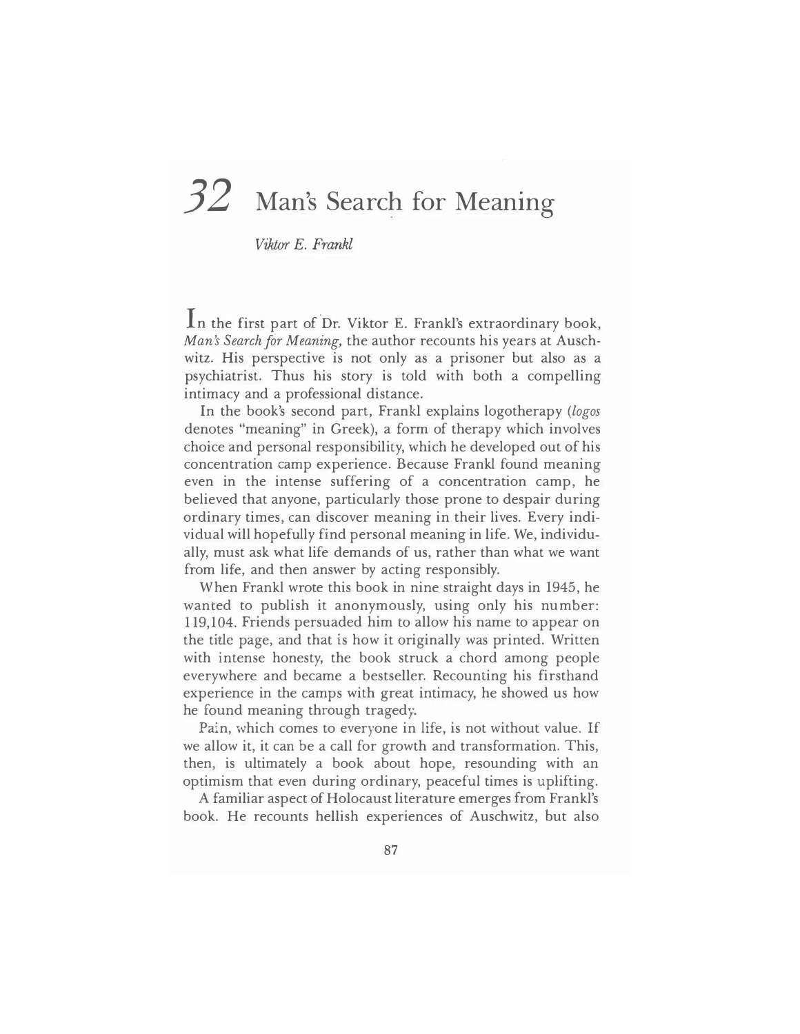# 32 Man's Search for Meaning

*Viktor E. Frankl*

In the first part of Dr. Viktor E. Frankl's extraordinary book, *Man's Search for Meaning,* the author recounts his years at Auschwitz. His perspective is not only as a prisoner but also as a psychiatrist. Thus his story is told with both a compelling intimacy and a professional distance.

In the book's second part, Frankl explains logotherapy (*logos* denotes "meaning" in Greek), a form of therapy which involves choice and personal responsibility, which he developed out of his concentration camp experience. Because Frankl found meaning even in the intense suffering of a concentration camp, he believed that anyone, particularly those prone to despair during ordinary times, can discover meaning in their lives. Every individual will hopefully find personal meaning in life. We, individually, must ask what life demands of us, rather than what we want from life, and then answer by acting responsibly.

When Frankl wrote this book in nine straight days in 1945, he wanted to publish it anonymously, using only his number: 119,104. Friends persuaded him to allow his name to appear on the title page, and that is how it originally was printed. Written with intense honesty, the book struck a chord among people everywhere and became a bestseller. Recounting his firsthand experience in the camps with great intimacy, he showed us how he found meaning through tragedy.

Pain, which comes to everyone in life, is not without value. If we allow it, it can be a call for growth and transformation. This, then, is ultimately a book about hope, resounding with an optimism that even during ordinary, peaceful times is uplifting.

A familiar aspect of Holocaust literature emerges from Frankl's book. He recounts hellish experiences of Auschwitz, but also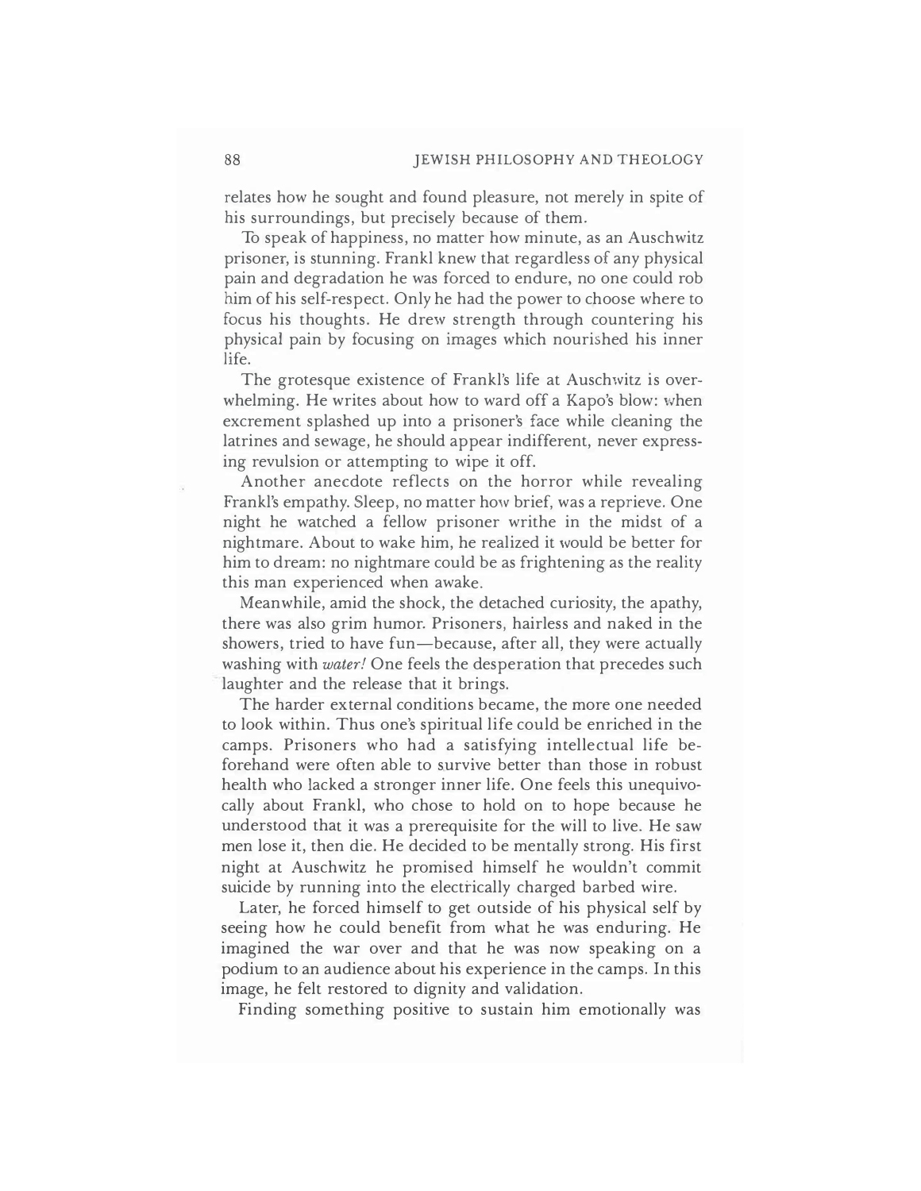relates how he sought and found pleasure, not merely in spite of his surroundings, but precisely because of them.

To speak of happiness, no matter how minute, as an Auschwitz prisoner, is stunning. Frankl knew that regardless of any physical pain and degradation he was forced to endure, no one could rob him of his self-respect. Only he had the power to choose where to focus his thoughts. He drew strength through countering his physical pain by focusing on images which nourished his inner life.

The grotesque existence of Frankl's life at Auschwitz is overwhelming. He writes about how to ward off a Kapo's blow: when excrement splashed up into a prisoner's face while cleaning the latrines and sewage, he should appear indifferent, never expressing revulsion or attempting to wipe it off.

Another anecdote reflects on the horror while revealing Frankl's empathy. Sleep, no matter how brief, was a reprieve. One night he watched a fellow prisoner writhe in the midst of a nightmare. About to wake him, he realized it would be better for him to dream: no nightmare could be as frightening as the reality this man experienced when awake.

Meanwhile, amid the shock, the detached curiosity, the apathy, there was also grim humor. Prisoners, hairless and naked in the showers, tried to have fun—because, after all, they were actually washing with *water!* One feels the desperation that precedes such laughter and the release that it brings.

The harder external conditions became, the more one needed to look within. Thus one's spiritual life could be enriched in the camps. Prisoners who had a satisfying intellectual life beforehand were often able to survive better than those in robust health who lacked a stronger inner life. One feels this unequivocally about Frankl, who chose to hold on to hope because he understood that it was a prerequisite for the will to live. He saw men lose it, then die. He decided to be mentally strong. His first night at Auschwitz he promised himself he wouldn't commit suicide by running into the electrically charged barbed wire.

Later, he forced himself to get outside of his physical self by seeing how he could benefit from what he was enduring. He imagined the war over and that he was now speaking on a podium to an audience about his experience in the camps. In this image, he felt restored to dignity and validation.

Finding something positive to sustain him emotionally was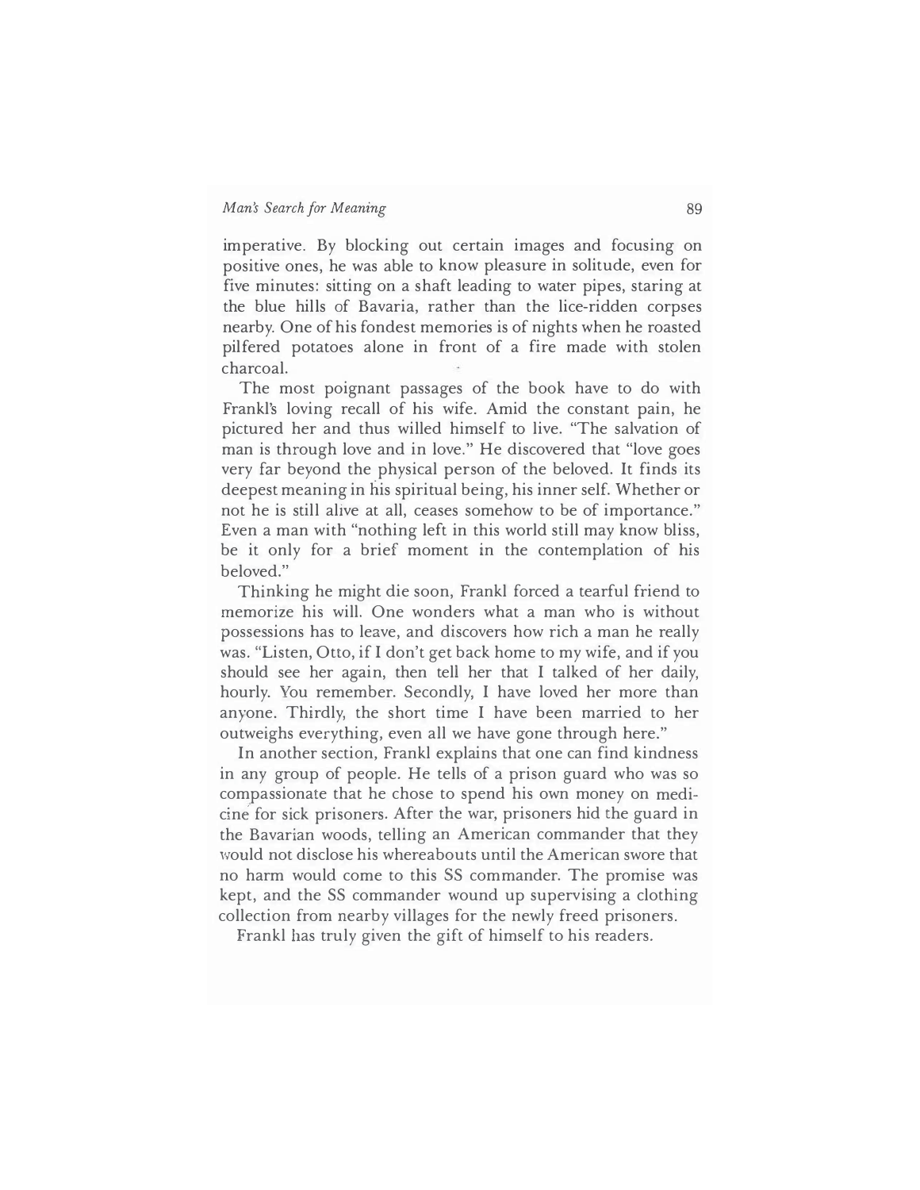imperative. By blocking out certain images and focusing on positive ones, he was able to know pleasure in solitude, even for five minutes: sitting on a shaft leading to water pipes, staring at the blue hills of Bavaria, rather than the lice-ridden corpses nearby. One of his fondest memories is of nights when he roasted pilfered potatoes alone in front of a fire made with stolen charcoal.

The most poignant passages of the book have to do with Frankl's loving recall of his wife. Amid the constant pain, he pictured her and thus willed himself to live. "The salvation of man is through love and in love." He discovered that "love goes very far beyond the physical person of the beloved. It finds its deepest meaning in his spiritual being, his inner self. Whether or not he is still alive at all, ceases somehow to be of importance." Even a man with "nothing left in this world still may know bliss, be it only for a brief moment in the contemplation of his beloved."

Thinking he might die soon, Frankl forced a tearful friend to memorize his will. One wonders what a man who is without possessions has to leave, and discovers how rich a man he really was. "Listen, Otto, if I don't get back home to my wife, and if you should see her again, then tell her that I talked of her daily, hourly. You remember. Secondly, I have loved her more than anyone. Thirdly, the short time I have been married to her outweighs everything, even all we have gone through here."

In another section, Frankl explains that one can find kindness in any group of people. He tells of a prison guard who was so compassionate that he chose to spend his own money on medicine for sick prisoners. After the war, prisoners hid the guard in the Bavarian woods, telling an American commander that they would not disclose his whereabouts until the American swore that no harm would come to this SS commander. The promise was kept, and the SS commander wound up supervising a clothing collection from nearby villages for the newly freed prisoners.

Frankl has truly given the gift of himself to his readers.